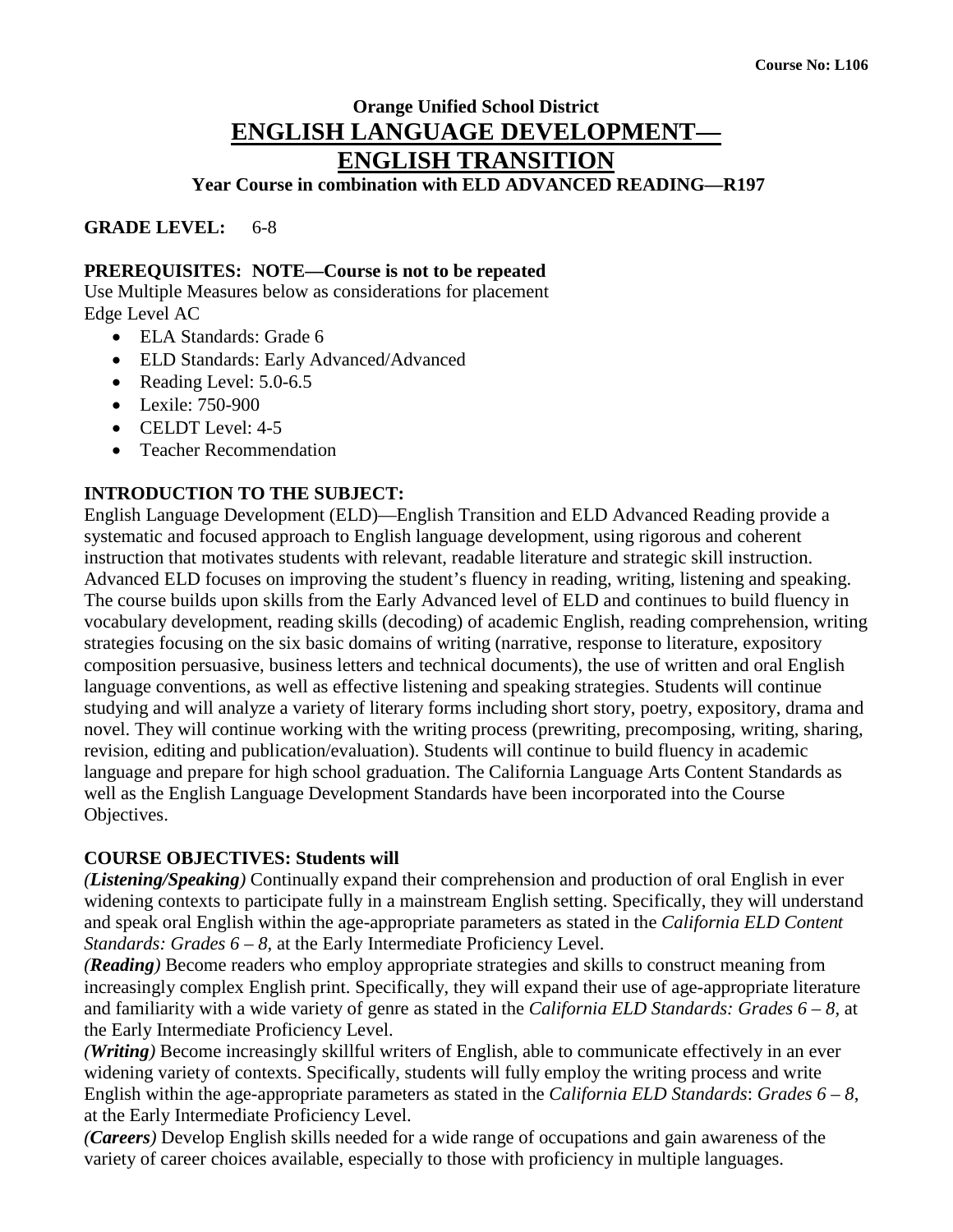**Course No: L106**

# Orange Unified School District

# ENGLISH LANGUAGE DEVELOPMENT— ENGLISH TRANSITION

**Year Course in combination with ELD ADVANCED READING—R197**

**GRADE LEVEL:** 6-8

**PREREQUISITES: NOTE—Course is not to be repeated**

Use Multiple Measures below as considerations for placement
Edge Level AC

- ELA Standards: Grade 6
- ELD Standards: Early Advanced/Advanced
- Reading Level: 5.0-6.5
- Lexile: 750-900
- CELDT Level: 4-5
- Teacher Recommendation

**INTRODUCTION TO THE SUBJECT:**

English Language Development (ELD)—English Transition and ELD Advanced Reading provide a systematic and focused approach to English language development, using rigorous and coherent instruction that motivates students with relevant, readable literature and strategic skill instruction. Advanced ELD focuses on improving the student's fluency in reading, writing, listening and speaking. The course builds upon skills from the Early Advanced level of ELD and continues to build fluency in vocabulary development, reading skills (decoding) of academic English, reading comprehension, writing strategies focusing on the six basic domains of writing (narrative, response to literature, expository composition persuasive, business letters and technical documents), the use of written and oral English language conventions, as well as effective listening and speaking strategies. Students will continue studying and will analyze a variety of literary forms including short story, poetry, expository, drama and novel. They will continue working with the writing process (prewriting, precomposing, writing, sharing, revision, editing and publication/evaluation). Students will continue to build fluency in academic language and prepare for high school graduation. The California Language Arts Content Standards as well as the English Language Development Standards have been incorporated into the Course Objectives.

**COURSE OBJECTIVES: Students will**

***(Listening/Speaking)*** Continually expand their comprehension and production of oral English in ever widening contexts to participate fully in a mainstream English setting. Specifically, they will understand and speak oral English within the age-appropriate parameters as stated in the *California ELD Content Standards: Grades 6 – 8,* at the Early Intermediate Proficiency Level.

***(Reading)*** Become readers who employ appropriate strategies and skills to construct meaning from increasingly complex English print. Specifically, they will expand their use of age-appropriate literature and familiarity with a wide variety of genre as stated in the *California ELD Standards: Grades 6 – 8*, at the Early Intermediate Proficiency Level.

***(Writing)*** Become increasingly skillful writers of English, able to communicate effectively in an ever widening variety of contexts. Specifically, students will fully employ the writing process and write English within the age-appropriate parameters as stated in the *California ELD Standards*: *Grades 6 – 8*, at the Early Intermediate Proficiency Level.

***(Careers)*** Develop English skills needed for a wide range of occupations and gain awareness of the variety of career choices available, especially to those with proficiency in multiple languages.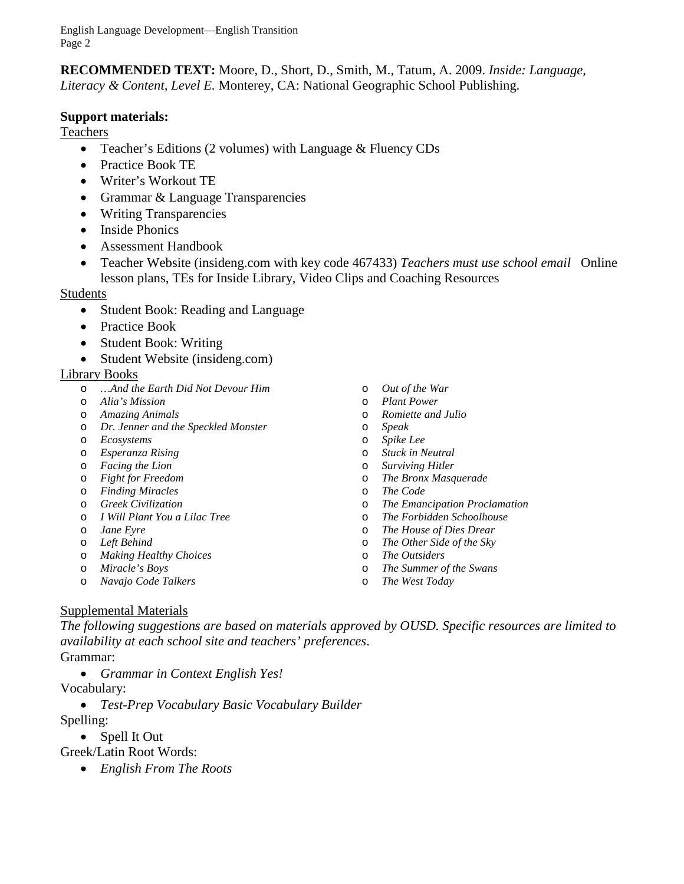**RECOMMENDED TEXT:** Moore, D., Short, D., Smith, M., Tatum, A. 2009. *Inside: Language, Literacy & Content, Level E.* Monterey, CA: National Geographic School Publishing.

**Support materials:**

Teachers

- Teacher's Editions (2 volumes) with Language & Fluency CDs
- Practice Book TE
- Writer's Workout TE
- Grammar & Language Transparencies
- Writing Transparencies
- Inside Phonics
- Assessment Handbook
- Teacher Website (insideng.com with key code 467433) *Teachers must use school email* Online lesson plans, TEs for Inside Library, Video Clips and Coaching Resources

Students

- Student Book: Reading and Language
- Practice Book
- Student Book: Writing
- Student Website (insideng.com)

Library Books

- *…And the Earth Did Not Devour Him*
- *Alia's Mission*
- *Amazing Animals*
- *Dr. Jenner and the Speckled Monster*
- *Ecosystems*
- *Esperanza Rising*
- *Facing the Lion*
- *Fight for Freedom*
- *Finding Miracles*
- *Greek Civilization*
- *I Will Plant You a Lilac Tree*
- *Jane Eyre*
- *Left Behind*
- *Making Healthy Choices*
- *Miracle's Boys*
- *Navajo Code Talkers*
- *Out of the War*
- *Plant Power*
- *Romiette and Julio*
- *Speak*
- *Spike Lee*
- *Stuck in Neutral*
- *Surviving Hitler*
- *The Bronx Masquerade*
- *The Code*
- *The Emancipation Proclamation*
- *The Forbidden Schoolhouse*
- *The House of Dies Drear*
- *The Other Side of the Sky*
- *The Outsiders*
- *The Summer of the Swans*
- *The West Today*

Supplemental Materials

*The following suggestions are based on materials approved by OUSD. Specific resources are limited to availability at each school site and teachers' preferences*.

Grammar:

- *Grammar in Context English Yes!*

Vocabulary:

- *Test-Prep Vocabulary Basic Vocabulary Builder*

Spelling:

- Spell It Out

Greek/Latin Root Words:

- *English From The Roots*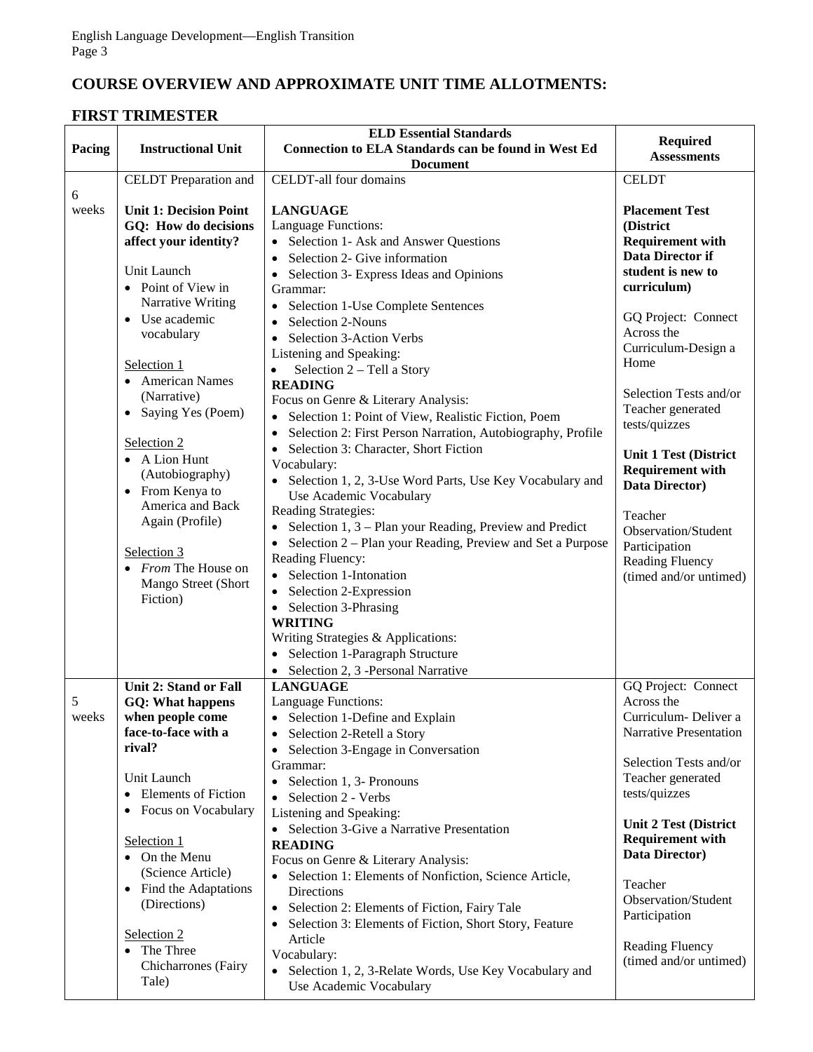## COURSE OVERVIEW AND APPROXIMATE UNIT TIME ALLOTMENTS:

## FIRST TRIMESTER

| Pacing | Instructional Unit | ELD Essential Standards<br>Connection to ELA Standards can be found in West Ed Document | Required Assessments |
|---|---|---|---|
| 6 weeks | CELDT Preparation and<br><br>**Unit 1: Decision Point**<br>**GQ: How do decisions affect your identity?**<br><br>Unit Launch<br>• Point of View in Narrative Writing<br>• Use academic vocabulary<br><br><u>Selection 1</u><br>• American Names (Narrative)<br>• Saying Yes (Poem)<br><br><u>Selection 2</u><br>• A Lion Hunt (Autobiography)<br>• From Kenya to America and Back Again (Profile)<br><br><u>Selection 3</u><br>• *From* The House on Mango Street (Short Fiction) | CELDT-all four domains<br><br>**LANGUAGE**<br>Language Functions:<br>• Selection 1- Ask and Answer Questions<br>• Selection 2- Give information<br>• Selection 3- Express Ideas and Opinions<br>Grammar:<br>• Selection 1-Use Complete Sentences<br>• Selection 2-Nouns<br>• Selection 3-Action Verbs<br>Listening and Speaking:<br>• Selection 2 – Tell a Story<br>**READING**<br>Focus on Genre & Literary Analysis:<br>• Selection 1: Point of View, Realistic Fiction, Poem<br>• Selection 2: First Person Narration, Autobiography, Profile<br>• Selection 3: Character, Short Fiction<br>Vocabulary:<br>• Selection 1, 2, 3-Use Word Parts, Use Key Vocabulary and Use Academic Vocabulary<br>Reading Strategies:<br>• Selection 1, 3 – Plan your Reading, Preview and Predict<br>• Selection 2 – Plan your Reading, Preview and Set a Purpose<br>Reading Fluency:<br>• Selection 1-Intonation<br>• Selection 2-Expression<br>• Selection 3-Phrasing<br>**WRITING**<br>Writing Strategies & Applications:<br>• Selection 1-Paragraph Structure<br>• Selection 2, 3 -Personal Narrative | CELDT<br><br>**Placement Test (District Requirement with Data Director if student is new to curriculum)**<br><br>GQ Project: Connect Across the Curriculum-Design a Home<br><br>Selection Tests and/or Teacher generated tests/quizzes<br><br>**Unit 1 Test (District Requirement with Data Director)**<br><br>Teacher Observation/Student Participation<br>Reading Fluency (timed and/or untimed) |
| 5 weeks | **Unit 2: Stand or Fall**<br>**GQ: What happens when people come face-to-face with a rival?**<br><br>Unit Launch<br>• Elements of Fiction<br>• Focus on Vocabulary<br><br><u>Selection 1</u><br>• On the Menu (Science Article)<br>• Find the Adaptations (Directions)<br><br><u>Selection 2</u><br>• The Three Chicharrones (Fairy Tale) | **LANGUAGE**<br>Language Functions:<br>• Selection 1-Define and Explain<br>• Selection 2-Retell a Story<br>• Selection 3-Engage in Conversation<br>Grammar:<br>• Selection 1, 3- Pronouns<br>• Selection 2 - Verbs<br>Listening and Speaking:<br>• Selection 3-Give a Narrative Presentation<br>**READING**<br>Focus on Genre & Literary Analysis:<br>• Selection 1: Elements of Nonfiction, Science Article, Directions<br>• Selection 2: Elements of Fiction, Fairy Tale<br>• Selection 3: Elements of Fiction, Short Story, Feature Article<br>Vocabulary:<br>• Selection 1, 2, 3-Relate Words, Use Key Vocabulary and Use Academic Vocabulary | GQ Project: Connect Across the Curriculum- Deliver a Narrative Presentation<br><br>Selection Tests and/or Teacher generated tests/quizzes<br><br>**Unit 2 Test (District Requirement with Data Director)**<br><br>Teacher Observation/Student Participation<br><br>Reading Fluency (timed and/or untimed) |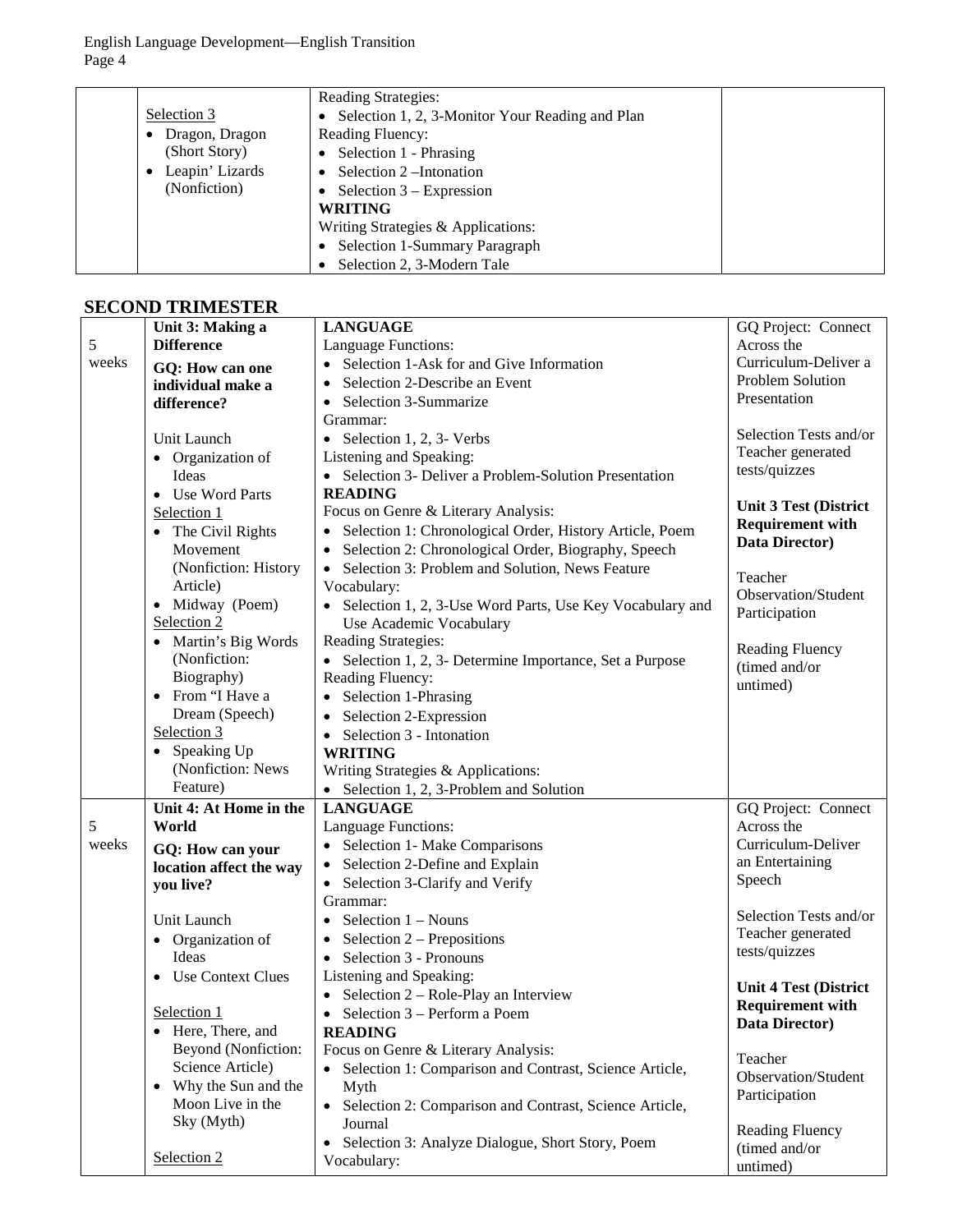| | | | |
|---|---|---|---|
| | Selection 3<br>• Dragon, Dragon (Short Story)<br>• Leapin' Lizards (Nonfiction) | Reading Strategies:<br>• Selection 1, 2, 3-Monitor Your Reading and Plan<br>Reading Fluency:<br>• Selection 1 - Phrasing<br>• Selection 2 –Intonation<br>• Selection 3 – Expression<br>**WRITING**<br>Writing Strategies & Applications:<br>• Selection 1-Summary Paragraph<br>• Selection 2, 3-Modern Tale | |

## SECOND TRIMESTER

| | | | |
|---|---|---|---|
| 5 weeks | **Unit 3: Making a Difference**<br>**GQ: How can one individual make a difference?**<br><br>Unit Launch<br>• Organization of Ideas<br>• Use Word Parts<br>Selection 1<br>• The Civil Rights Movement (Nonfiction: History Article)<br>• Midway (Poem)<br>Selection 2<br>• Martin's Big Words (Nonfiction: Biography)<br>• From "I Have a Dream (Speech)<br>Selection 3<br>• Speaking Up (Nonfiction: News Feature) | **LANGUAGE**<br>Language Functions:<br>• Selection 1-Ask for and Give Information<br>• Selection 2-Describe an Event<br>• Selection 3-Summarize<br>Grammar:<br>• Selection 1, 2, 3- Verbs<br>Listening and Speaking:<br>• Selection 3- Deliver a Problem-Solution Presentation<br>**READING**<br>Focus on Genre & Literary Analysis:<br>• Selection 1: Chronological Order, History Article, Poem<br>• Selection 2: Chronological Order, Biography, Speech<br>• Selection 3: Problem and Solution, News Feature<br>Vocabulary:<br>• Selection 1, 2, 3-Use Word Parts, Use Key Vocabulary and Use Academic Vocabulary<br>Reading Strategies:<br>• Selection 1, 2, 3- Determine Importance, Set a Purpose<br>Reading Fluency:<br>• Selection 1-Phrasing<br>• Selection 2-Expression<br>• Selection 3 - Intonation<br>**WRITING**<br>Writing Strategies & Applications:<br>• Selection 1, 2, 3-Problem and Solution | GQ Project: Connect Across the Curriculum-Deliver a Problem Solution Presentation<br><br>Selection Tests and/or Teacher generated tests/quizzes<br><br>**Unit 3 Test (District Requirement with Data Director)**<br><br>Teacher Observation/Student Participation<br><br>Reading Fluency (timed and/or untimed) |
| 5 weeks | **Unit 4: At Home in the World**<br>**GQ: How can your location affect the way you live?**<br><br>Unit Launch<br>• Organization of Ideas<br>• Use Context Clues<br><br>Selection 1<br>• Here, There, and Beyond (Nonfiction: Science Article)<br>• Why the Sun and the Moon Live in the Sky (Myth)<br><br>Selection 2 | **LANGUAGE**<br>Language Functions:<br>• Selection 1- Make Comparisons<br>• Selection 2-Define and Explain<br>• Selection 3-Clarify and Verify<br>Grammar:<br>• Selection 1 – Nouns<br>• Selection 2 – Prepositions<br>• Selection 3 - Pronouns<br>Listening and Speaking:<br>• Selection 2 – Role-Play an Interview<br>• Selection 3 – Perform a Poem<br>**READING**<br>Focus on Genre & Literary Analysis:<br>• Selection 1: Comparison and Contrast, Science Article, Myth<br>• Selection 2: Comparison and Contrast, Science Article, Journal<br>• Selection 3: Analyze Dialogue, Short Story, Poem<br>Vocabulary: | GQ Project: Connect Across the Curriculum-Deliver an Entertaining Speech<br><br>Selection Tests and/or Teacher generated tests/quizzes<br><br>**Unit 4 Test (District Requirement with Data Director)**<br><br>Teacher Observation/Student Participation<br><br>Reading Fluency (timed and/or untimed) |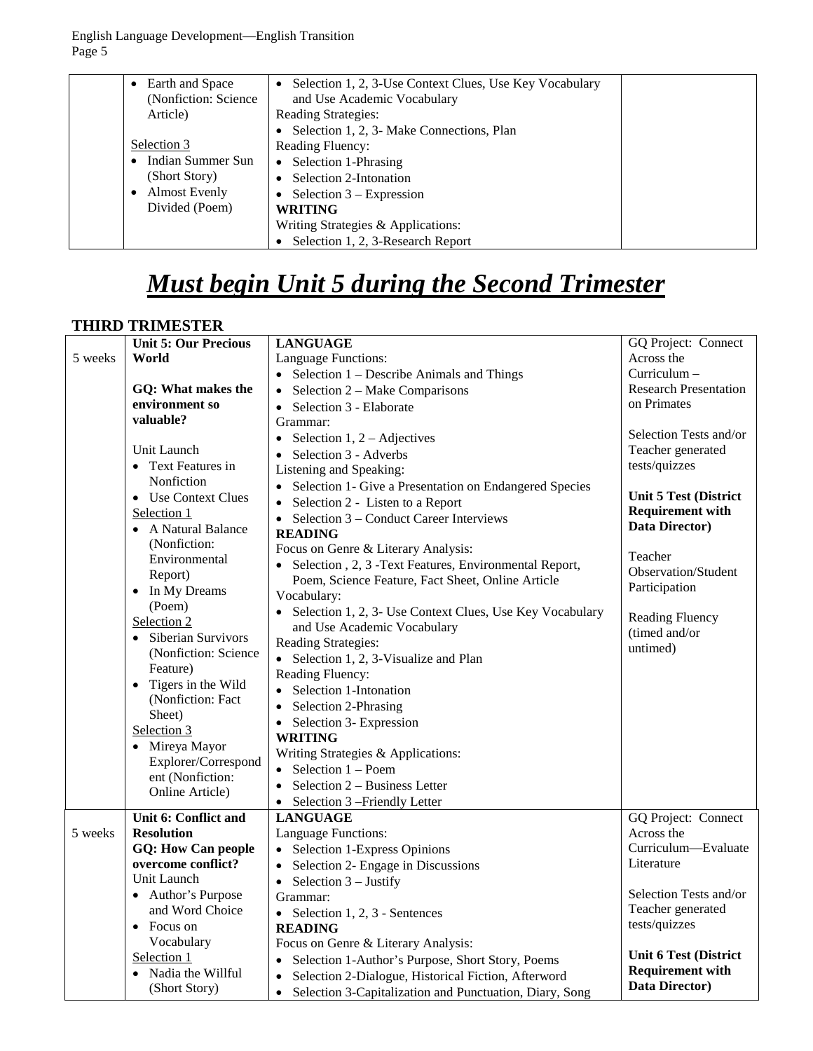| | • Earth and Space (Nonfiction: Science Article)<br><br>Selection 3<br>• Indian Summer Sun (Short Story)<br>• Almost Evenly Divided (Poem) | • Selection 1, 2, 3-Use Context Clues, Use Key Vocabulary and Use Academic Vocabulary<br>Reading Strategies:<br>• Selection 1, 2, 3- Make Connections, Plan<br>Reading Fluency:<br>• Selection 1-Phrasing<br>• Selection 2-Intonation<br>• Selection 3 – Expression<br>**WRITING**<br>Writing Strategies & Applications:<br>• Selection 1, 2, 3-Research Report | |
|---|---|---|---|

# ***Must begin Unit 5 during the Second Trimester***

**THIRD TRIMESTER**

| | | | |
|---|---|---|---|
| 5 weeks | **Unit 5: Our Precious World**<br><br>**GQ: What makes the environment so valuable?**<br><br>Unit Launch<br>• Text Features in Nonfiction<br>• Use Context Clues<br>Selection 1<br>• A Natural Balance (Nonfiction: Environmental Report)<br>• In My Dreams (Poem)<br>Selection 2<br>• Siberian Survivors (Nonfiction: Science Feature)<br>• Tigers in the Wild (Nonfiction: Fact Sheet)<br>Selection 3<br>• Mireya Mayor Explorer/Correspondent (Nonfiction: Online Article) | **LANGUAGE**<br>Language Functions:<br>• Selection 1 – Describe Animals and Things<br>• Selection 2 – Make Comparisons<br>• Selection 3 - Elaborate<br>Grammar:<br>• Selection 1, 2 – Adjectives<br>• Selection 3 - Adverbs<br>Listening and Speaking:<br>• Selection 1- Give a Presentation on Endangered Species<br>• Selection 2 - Listen to a Report<br>• Selection 3 – Conduct Career Interviews<br>**READING**<br>Focus on Genre & Literary Analysis:<br>• Selection , 2, 3 -Text Features, Environmental Report, Poem, Science Feature, Fact Sheet, Online Article<br>Vocabulary:<br>• Selection 1, 2, 3- Use Context Clues, Use Key Vocabulary and Use Academic Vocabulary<br>Reading Strategies:<br>• Selection 1, 2, 3-Visualize and Plan<br>Reading Fluency:<br>• Selection 1-Intonation<br>• Selection 2-Phrasing<br>• Selection 3- Expression<br>**WRITING**<br>Writing Strategies & Applications:<br>• Selection 1 – Poem<br>• Selection 2 – Business Letter<br>• Selection 3 –Friendly Letter | GQ Project: Connect Across the Curriculum – Research Presentation on Primates<br><br>Selection Tests and/or Teacher generated tests/quizzes<br><br>**Unit 5 Test (District Requirement with Data Director)**<br><br>Teacher Observation/Student Participation<br><br>Reading Fluency (timed and/or untimed) |
| 5 weeks | **Unit 6: Conflict and Resolution**<br>**GQ: How Can people overcome conflict?**<br>Unit Launch<br>• Author's Purpose and Word Choice<br>• Focus on Vocabulary<br>Selection 1<br>• Nadia the Willful (Short Story) | **LANGUAGE**<br>Language Functions:<br>• Selection 1-Express Opinions<br>• Selection 2- Engage in Discussions<br>• Selection 3 – Justify<br>Grammar:<br>• Selection 1, 2, 3 - Sentences<br>**READING**<br>Focus on Genre & Literary Analysis:<br>• Selection 1-Author's Purpose, Short Story, Poems<br>• Selection 2-Dialogue, Historical Fiction, Afterword<br>• Selection 3-Capitalization and Punctuation, Diary, Song | GQ Project: Connect Across the Curriculum—Evaluate Literature<br><br>Selection Tests and/or Teacher generated tests/quizzes<br><br>**Unit 6 Test (District Requirement with Data Director)** |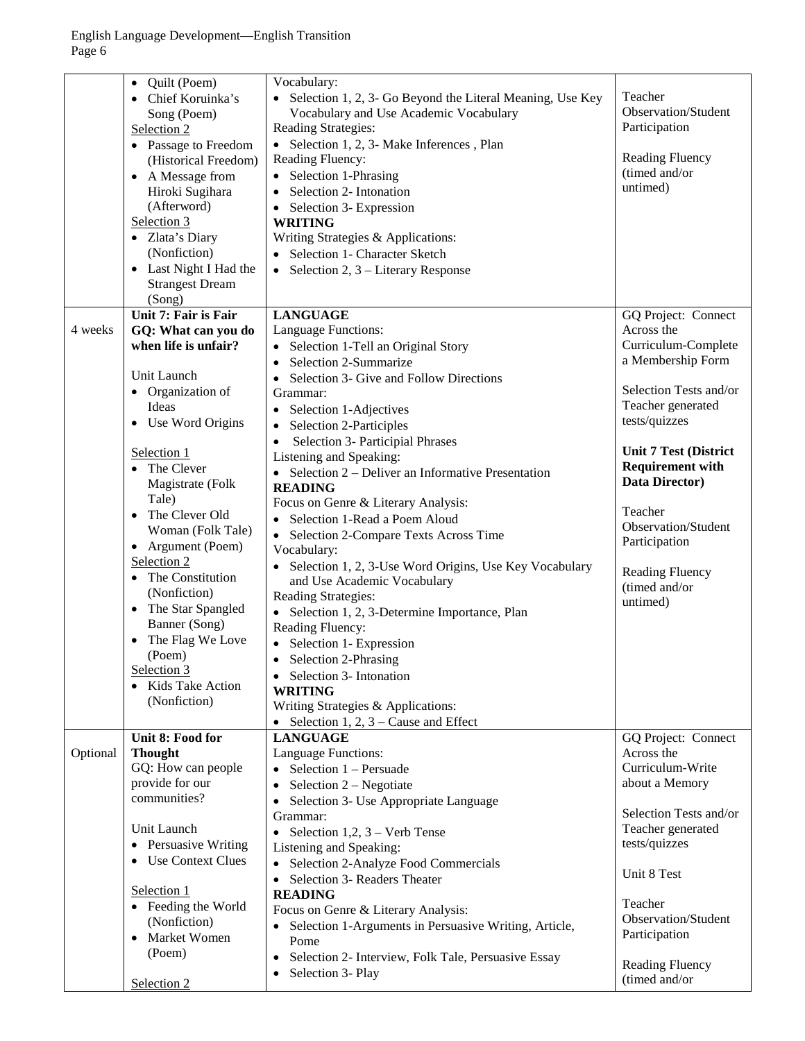| | | | |
|---|---|---|---|
| | • Quilt (Poem)<br>• Chief Koruinka's Song (Poem)<br>Selection 2<br>• Passage to Freedom (Historical Freedom)<br>• A Message from Hiroki Sugihara (Afterword)<br>Selection 3<br>• Zlata's Diary (Nonfiction)<br>• Last Night I Had the Strangest Dream (Song) | Vocabulary:<br>• Selection 1, 2, 3- Go Beyond the Literal Meaning, Use Key Vocabulary and Use Academic Vocabulary<br>Reading Strategies:<br>• Selection 1, 2, 3- Make Inferences , Plan<br>Reading Fluency:<br>• Selection 1-Phrasing<br>• Selection 2- Intonation<br>• Selection 3- Expression<br>**WRITING**<br>Writing Strategies & Applications:<br>• Selection 1- Character Sketch<br>• Selection 2, 3 – Literary Response | Teacher Observation/Student Participation<br><br>Reading Fluency (timed and/or untimed) |
| 4 weeks | **Unit 7: Fair is Fair**<br>**GQ: What can you do when life is unfair?**<br><br>Unit Launch<br>• Organization of Ideas<br>• Use Word Origins<br><br>Selection 1<br>• The Clever Magistrate (Folk Tale)<br>• The Clever Old Woman (Folk Tale)<br>• Argument (Poem)<br>Selection 2<br>• The Constitution (Nonfiction)<br>• The Star Spangled Banner (Song)<br>• The Flag We Love (Poem)<br>Selection 3<br>• Kids Take Action (Nonfiction) | **LANGUAGE**<br>Language Functions:<br>• Selection 1-Tell an Original Story<br>• Selection 2-Summarize<br>• Selection 3- Give and Follow Directions<br>Grammar:<br>• Selection 1-Adjectives<br>• Selection 2-Participles<br>• Selection 3- Participial Phrases<br>Listening and Speaking:<br>• Selection 2 – Deliver an Informative Presentation<br>**READING**<br>Focus on Genre & Literary Analysis:<br>• Selection 1-Read a Poem Aloud<br>• Selection 2-Compare Texts Across Time<br>Vocabulary:<br>• Selection 1, 2, 3-Use Word Origins, Use Key Vocabulary and Use Academic Vocabulary<br>Reading Strategies:<br>• Selection 1, 2, 3-Determine Importance, Plan<br>Reading Fluency:<br>• Selection 1- Expression<br>• Selection 2-Phrasing<br>• Selection 3- Intonation<br>**WRITING**<br>Writing Strategies & Applications:<br>• Selection 1, 2, 3 – Cause and Effect | GQ Project: Connect Across the Curriculum-Complete a Membership Form<br><br>Selection Tests and/or Teacher generated tests/quizzes<br><br>**Unit 7 Test (District Requirement with Data Director)**<br><br>Teacher Observation/Student Participation<br><br>Reading Fluency (timed and/or untimed) |
| Optional | **Unit 8: Food for Thought**<br>GQ: How can people provide for our communities?<br><br>Unit Launch<br>• Persuasive Writing<br>• Use Context Clues<br><br>Selection 1<br>• Feeding the World (Nonfiction)<br>• Market Women (Poem)<br><br>Selection 2 | **LANGUAGE**<br>Language Functions:<br>• Selection 1 – Persuade<br>• Selection 2 – Negotiate<br>• Selection 3- Use Appropriate Language<br>Grammar:<br>• Selection 1,2, 3 – Verb Tense<br>Listening and Speaking:<br>• Selection 2-Analyze Food Commercials<br>• Selection 3- Readers Theater<br>**READING**<br>Focus on Genre & Literary Analysis:<br>• Selection 1-Arguments in Persuasive Writing, Article, Pome<br>• Selection 2- Interview, Folk Tale, Persuasive Essay<br>• Selection 3- Play | GQ Project: Connect Across the Curriculum-Write about a Memory<br><br>Selection Tests and/or Teacher generated tests/quizzes<br><br>Unit 8 Test<br><br>Teacher Observation/Student Participation<br><br>Reading Fluency (timed and/or |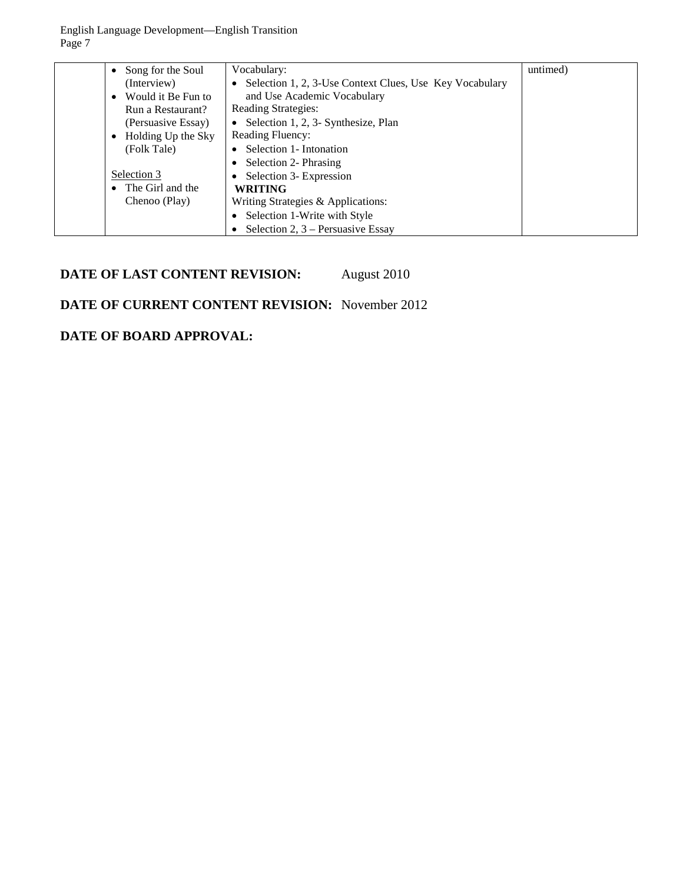| | | | |
|---|---|---|---|
| | • Song for the Soul (Interview)<br>• Would it Be Fun to Run a Restaurant? (Persuasive Essay)<br>• Holding Up the Sky (Folk Tale)<br><br>Selection 3<br>• The Girl and the Chenoo (Play) | Vocabulary:<br>• Selection 1, 2, 3-Use Context Clues, Use Key Vocabulary and Use Academic Vocabulary<br>Reading Strategies:<br>• Selection 1, 2, 3- Synthesize, Plan<br>Reading Fluency:<br>• Selection 1- Intonation<br>• Selection 2- Phrasing<br>• Selection 3- Expression<br>**WRITING**<br>Writing Strategies & Applications:<br>• Selection 1-Write with Style<br>• Selection 2, 3 – Persuasive Essay | untimed) |

**DATE OF LAST CONTENT REVISION:** August 2010

**DATE OF CURRENT CONTENT REVISION:** November 2012

**DATE OF BOARD APPROVAL:**